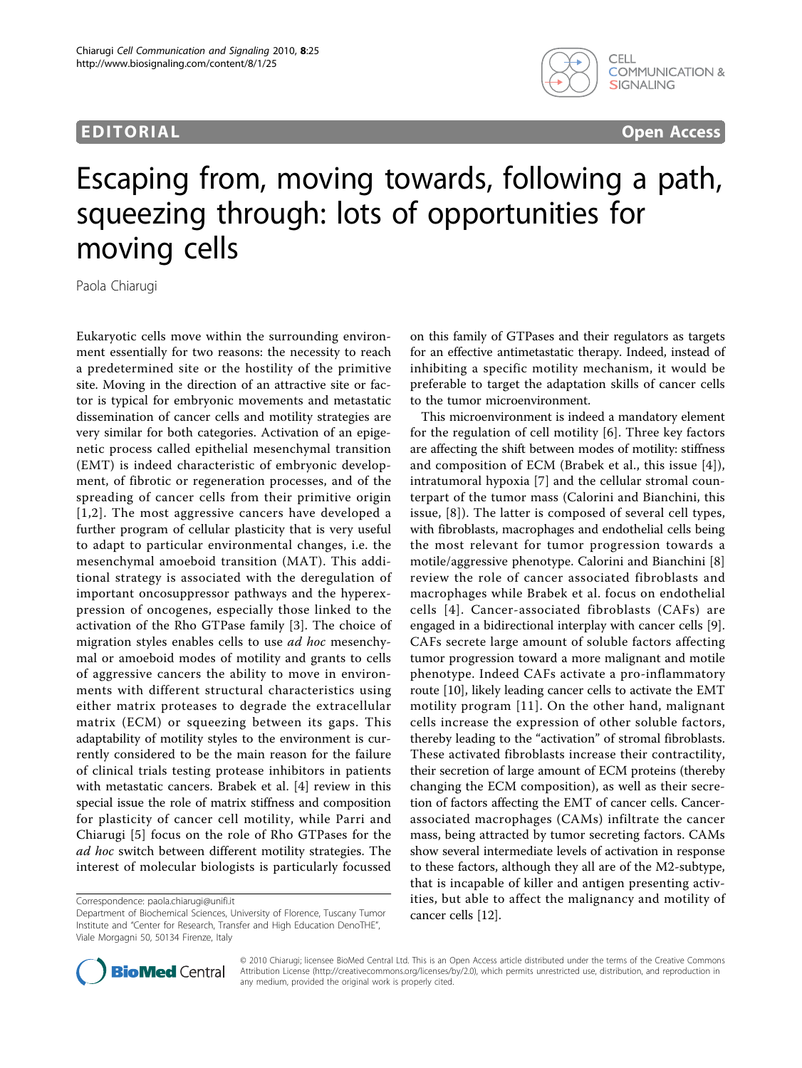**EDITORIAL** **Open Access**

# Escaping from, moving towards, following a path, squeezing through: lots of opportunities for moving cells

Paola Chiarugi

Eukaryotic cells move within the surrounding environment essentially for two reasons: the necessity to reach a predetermined site or the hostility of the primitive site. Moving in the direction of an attractive site or factor is typical for embryonic movements and metastatic dissemination of cancer cells and motility strategies are very similar for both categories. Activation of an epigenetic process called epithelial mesenchymal transition (EMT) is indeed characteristic of embryonic development, of fibrotic or regeneration processes, and of the spreading of cancer cells from their primitive origin [1,2]. The most aggressive cancers have developed a further program of cellular plasticity that is very useful to adapt to particular environmental changes, i.e. the mesenchymal amoeboid transition (MAT). This additional strategy is associated with the deregulation of important oncosuppressor pathways and the hyperexpression of oncogenes, especially those linked to the activation of the Rho GTPase family [3]. The choice of migration styles enables cells to use *ad hoc* mesenchymal or amoeboid modes of motility and grants to cells of aggressive cancers the ability to move in environments with different structural characteristics using either matrix proteases to degrade the extracellular matrix (ECM) or squeezing between its gaps. This adaptability of motility styles to the environment is currently considered to be the main reason for the failure of clinical trials testing protease inhibitors in patients with metastatic cancers. Brabek et al. [4] review in this special issue the role of matrix stiffness and composition for plasticity of cancer cell motility, while Parri and Chiarugi [5] focus on the role of Rho GTPases for the *ad hoc* switch between different motility strategies. The interest of molecular biologists is particularly focussed on this family of GTPases and their regulators as targets for an effective antimetastatic therapy. Indeed, instead of inhibiting a specific motility mechanism, it would be preferable to target the adaptation skills of cancer cells to the tumor microenvironment.

This microenvironment is indeed a mandatory element for the regulation of cell motility [6]. Three key factors are affecting the shift between modes of motility: stiffness and composition of ECM (Brabek et al., this issue [4]), intratumoral hypoxia [7] and the cellular stromal counterpart of the tumor mass (Calorini and Bianchini, this issue, [8]). The latter is composed of several cell types, with fibroblasts, macrophages and endothelial cells being the most relevant for tumor progression towards a motile/aggressive phenotype. Calorini and Bianchini [8] review the role of cancer associated fibroblasts and macrophages while Brabek et al. focus on endothelial cells [4]. Cancer-associated fibroblasts (CAFs) are engaged in a bidirectional interplay with cancer cells [9]. CAFs secrete large amount of soluble factors affecting tumor progression toward a more malignant and motile phenotype. Indeed CAFs activate a pro-inflammatory route [10], likely leading cancer cells to activate the EMT motility program [11]. On the other hand, malignant cells increase the expression of other soluble factors, thereby leading to the "activation" of stromal fibroblasts. These activated fibroblasts increase their contractility, their secretion of large amount of ECM proteins (thereby changing the ECM composition), as well as their secretion of factors affecting the EMT of cancer cells. Cancer-associated macrophages (CAMs) infiltrate the cancer mass, being attracted by tumor secreting factors. CAMs show several intermediate levels of activation in response to these factors, although they all are of the M2-subtype, that is incapable of killer and antigen presenting activities, but able to affect the malignancy and motility of cancer cells [12].

Correspondence: paola.chiarugi@unifi.it
Department of Biochemical Sciences, University of Florence, Tuscany Tumor Institute and "Center for Research, Transfer and High Education DenoTHE", Viale Morgagni 50, 50134 Firenze, Italy

© 2010 Chiarugi; licensee BioMed Central Ltd. This is an Open Access article distributed under the terms of the Creative Commons Attribution License (http://creativecommons.org/licenses/by/2.0), which permits unrestricted use, distribution, and reproduction in any medium, provided the original work is properly cited.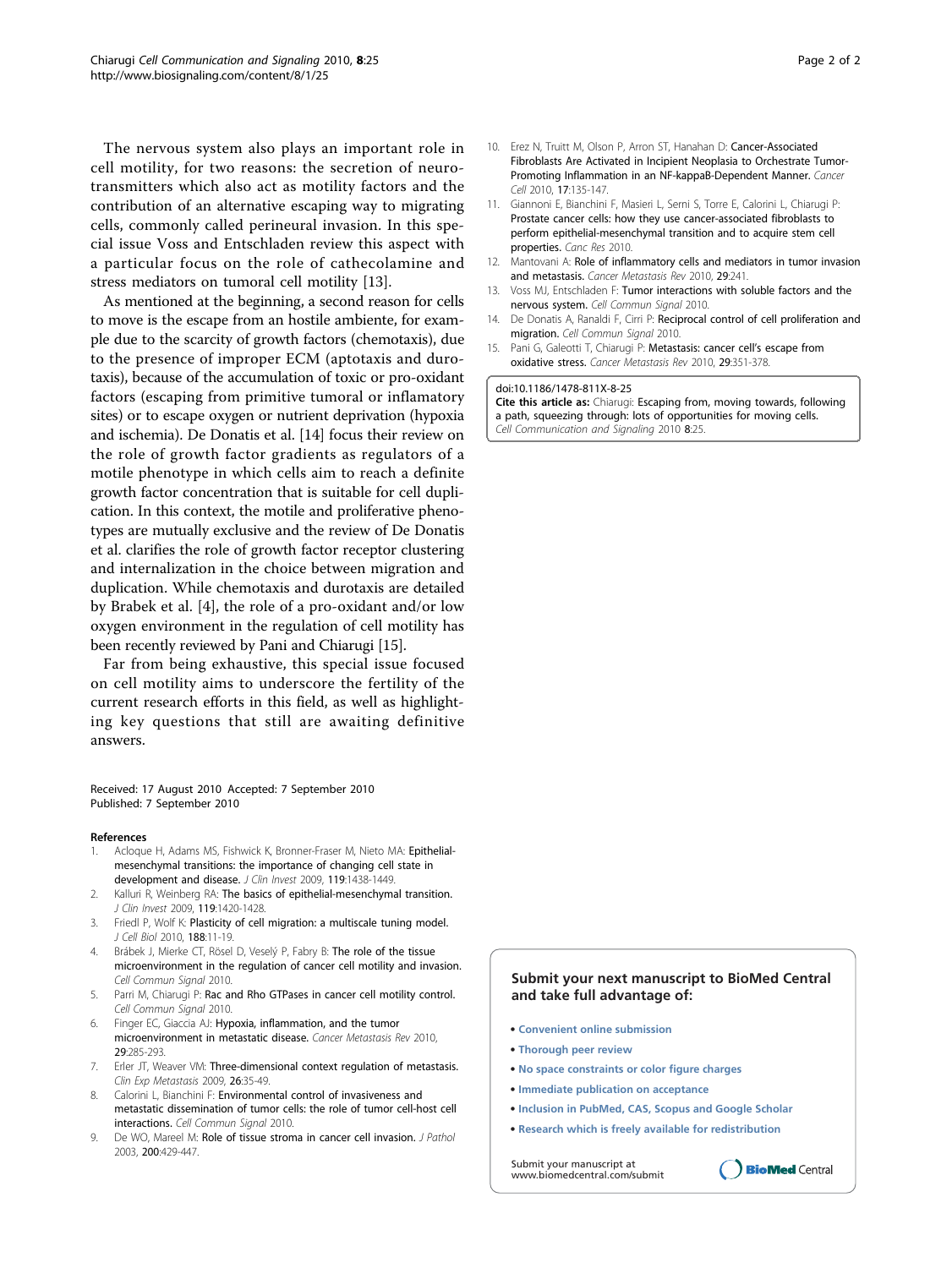The nervous system also plays an important role in cell motility, for two reasons: the secretion of neurotransmitters which also act as motility factors and the contribution of an alternative escaping way to migrating cells, commonly called perineural invasion. In this special issue Voss and Entschladen review this aspect with a particular focus on the role of cathecolamine and stress mediators on tumoral cell motility [13].

As mentioned at the beginning, a second reason for cells to move is the escape from an hostile ambiente, for example due to the scarcity of growth factors (chemotaxis), due to the presence of improper ECM (aptotaxis and durotaxis), because of the accumulation of toxic or pro-oxidant factors (escaping from primitive tumoral or inflamatory sites) or to escape oxygen or nutrient deprivation (hypoxia and ischemia). De Donatis et al. [14] focus their review on the role of growth factor gradients as regulators of a motile phenotype in which cells aim to reach a definite growth factor concentration that is suitable for cell duplication. In this context, the motile and proliferative phenotypes are mutually exclusive and the review of De Donatis et al. clarifies the role of growth factor receptor clustering and internalization in the choice between migration and duplication. While chemotaxis and durotaxis are detailed by Brabek et al. [4], the role of a pro-oxidant and/or low oxygen environment in the regulation of cell motility has been recently reviewed by Pani and Chiarugi [15].

Far from being exhaustive, this special issue focused on cell motility aims to underscore the fertility of the current research efforts in this field, as well as highlighting key questions that still are awaiting definitive answers.

Received: 17 August 2010 Accepted: 7 September 2010
Published: 7 September 2010

## References

1. Acloque H, Adams MS, Fishwick K, Bronner-Fraser M, Nieto MA: **Epithelial-mesenchymal transitions: the importance of changing cell state in development and disease.** *J Clin Invest* 2009, **119**:1438-1449.
2. Kalluri R, Weinberg RA: **The basics of epithelial-mesenchymal transition.** *J Clin Invest* 2009, **119**:1420-1428.
3. Friedl P, Wolf K: **Plasticity of cell migration: a multiscale tuning model.** *J Cell Biol* 2010, **188**:11-19.
4. Brábek J, Mierke CT, Rösel D, Veselý P, Fabry B: **The role of the tissue microenvironment in the regulation of cancer cell motility and invasion.** *Cell Commun Signal* 2010.
5. Parri M, Chiarugi P: **Rac and Rho GTPases in cancer cell motility control.** *Cell Commun Signal* 2010.
6. Finger EC, Giaccia AJ: **Hypoxia, inflammation, and the tumor microenvironment in metastatic disease.** *Cancer Metastasis Rev* 2010, **29**:285-293.
7. Erler JT, Weaver VM: **Three-dimensional context regulation of metastasis.** *Clin Exp Metastasis* 2009, **26**:35-49.
8. Calorini L, Bianchini F: **Environmental control of invasiveness and metastatic dissemination of tumor cells: the role of tumor cell-host cell interactions.** *Cell Commun Signal* 2010.
9. De WO, Mareel M: **Role of tissue stroma in cancer cell invasion.** *J Pathol* 2003, **200**:429-447.
10. Erez N, Truitt M, Olson P, Arron ST, Hanahan D: **Cancer-Associated Fibroblasts Are Activated in Incipient Neoplasia to Orchestrate Tumor-Promoting Inflammation in an NF-kappaB-Dependent Manner.** *Cancer Cell* 2010, **17**:135-147.
11. Giannoni E, Bianchini F, Masieri L, Serni S, Torre E, Calorini L, Chiarugi P: **Prostate cancer cells: how they use cancer-associated fibroblasts to perform epithelial-mesenchymal transition and to acquire stem cell properties.** *Canc Res* 2010.
12. Mantovani A: **Role of inflammatory cells and mediators in tumor invasion and metastasis.** *Cancer Metastasis Rev* 2010, **29**:241.
13. Voss MJ, Entschladen F: **Tumor interactions with soluble factors and the nervous system.** *Cell Commun Signal* 2010.
14. De Donatis A, Ranaldi F, Cirri P: **Reciprocal control of cell proliferation and migration.** *Cell Commun Signal* 2010.
15. Pani G, Galeotti T, Chiarugi P: **Metastasis: cancer cell's escape from oxidative stress.** *Cancer Metastasis Rev* 2010, **29**:351-378.

doi:10.1186/1478-811X-8-25
**Cite this article as:** Chiarugi: Escaping from, moving towards, following a path, squeezing through: lots of opportunities for moving cells. *Cell Communication and Signaling* 2010 **8**:25.

**Submit your next manuscript to BioMed Central and take full advantage of:**

- Convenient online submission
- Thorough peer review
- No space constraints or color figure charges
- Immediate publication on acceptance
- Inclusion in PubMed, CAS, Scopus and Google Scholar
- Research which is freely available for redistribution

Submit your manuscript at www.biomedcentral.com/submit